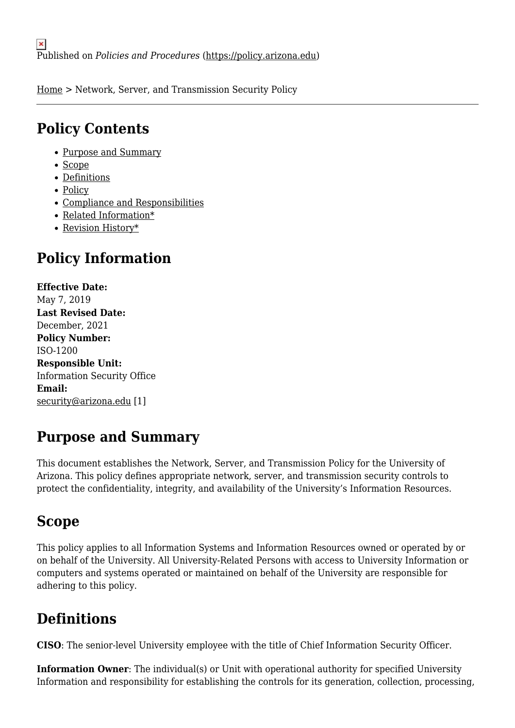Published on *Policies and Procedures* (https://policy.arizona.edu)

Home > Network, Server, and Transmission Security Policy

## Policy Contents

- Purpose and Summary
- Scope
- Definitions
- Policy
- Compliance and Responsibilities
- Related Information*
- Revision History*

## Policy Information

**Effective Date:**
May 7, 2019
**Last Revised Date:**
December, 2021
**Policy Number:**
ISO-1200
**Responsible Unit:**
Information Security Office
**Email:**
security@arizona.edu [1]

## Purpose and Summary

This document establishes the Network, Server, and Transmission Policy for the University of Arizona. This policy defines appropriate network, server, and transmission security controls to protect the confidentiality, integrity, and availability of the University's Information Resources.

## Scope

This policy applies to all Information Systems and Information Resources owned or operated by or on behalf of the University. All University-Related Persons with access to University Information or computers and systems operated or maintained on behalf of the University are responsible for adhering to this policy.

## Definitions

**CISO**: The senior-level University employee with the title of Chief Information Security Officer.

**Information Owner**: The individual(s) or Unit with operational authority for specified University Information and responsibility for establishing the controls for its generation, collection, processing,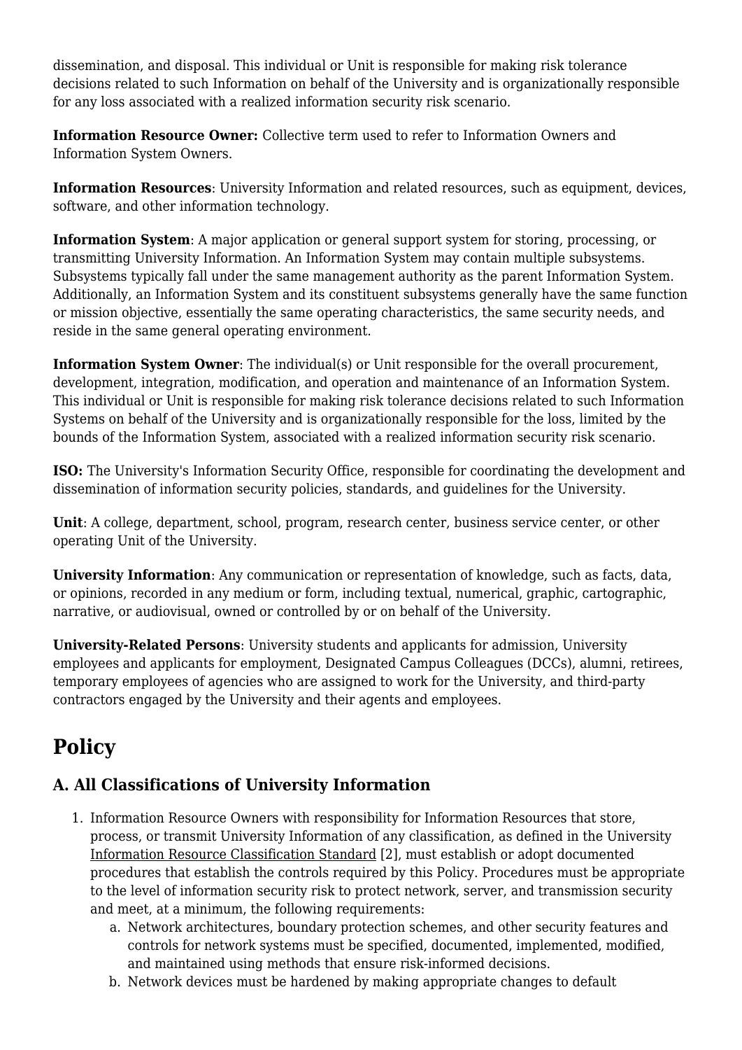dissemination, and disposal. This individual or Unit is responsible for making risk tolerance decisions related to such Information on behalf of the University and is organizationally responsible for any loss associated with a realized information security risk scenario.

**Information Resource Owner:** Collective term used to refer to Information Owners and Information System Owners.

**Information Resources**: University Information and related resources, such as equipment, devices, software, and other information technology.

**Information System**: A major application or general support system for storing, processing, or transmitting University Information. An Information System may contain multiple subsystems. Subsystems typically fall under the same management authority as the parent Information System. Additionally, an Information System and its constituent subsystems generally have the same function or mission objective, essentially the same operating characteristics, the same security needs, and reside in the same general operating environment.

**Information System Owner**: The individual(s) or Unit responsible for the overall procurement, development, integration, modification, and operation and maintenance of an Information System. This individual or Unit is responsible for making risk tolerance decisions related to such Information Systems on behalf of the University and is organizationally responsible for the loss, limited by the bounds of the Information System, associated with a realized information security risk scenario.

**ISO:** The University's Information Security Office, responsible for coordinating the development and dissemination of information security policies, standards, and guidelines for the University.

**Unit**: A college, department, school, program, research center, business service center, or other operating Unit of the University.

**University Information**: Any communication or representation of knowledge, such as facts, data, or opinions, recorded in any medium or form, including textual, numerical, graphic, cartographic, narrative, or audiovisual, owned or controlled by or on behalf of the University.

**University-Related Persons**: University students and applicants for admission, University employees and applicants for employment, Designated Campus Colleagues (DCCs), alumni, retirees, temporary employees of agencies who are assigned to work for the University, and third-party contractors engaged by the University and their agents and employees.

# Policy

## A. All Classifications of University Information

1. Information Resource Owners with responsibility for Information Resources that store, process, or transmit University Information of any classification, as defined in the University Information Resource Classification Standard [2], must establish or adopt documented procedures that establish the controls required by this Policy. Procedures must be appropriate to the level of information security risk to protect network, server, and transmission security and meet, at a minimum, the following requirements:
    a. Network architectures, boundary protection schemes, and other security features and controls for network systems must be specified, documented, implemented, modified, and maintained using methods that ensure risk-informed decisions.
    b. Network devices must be hardened by making appropriate changes to default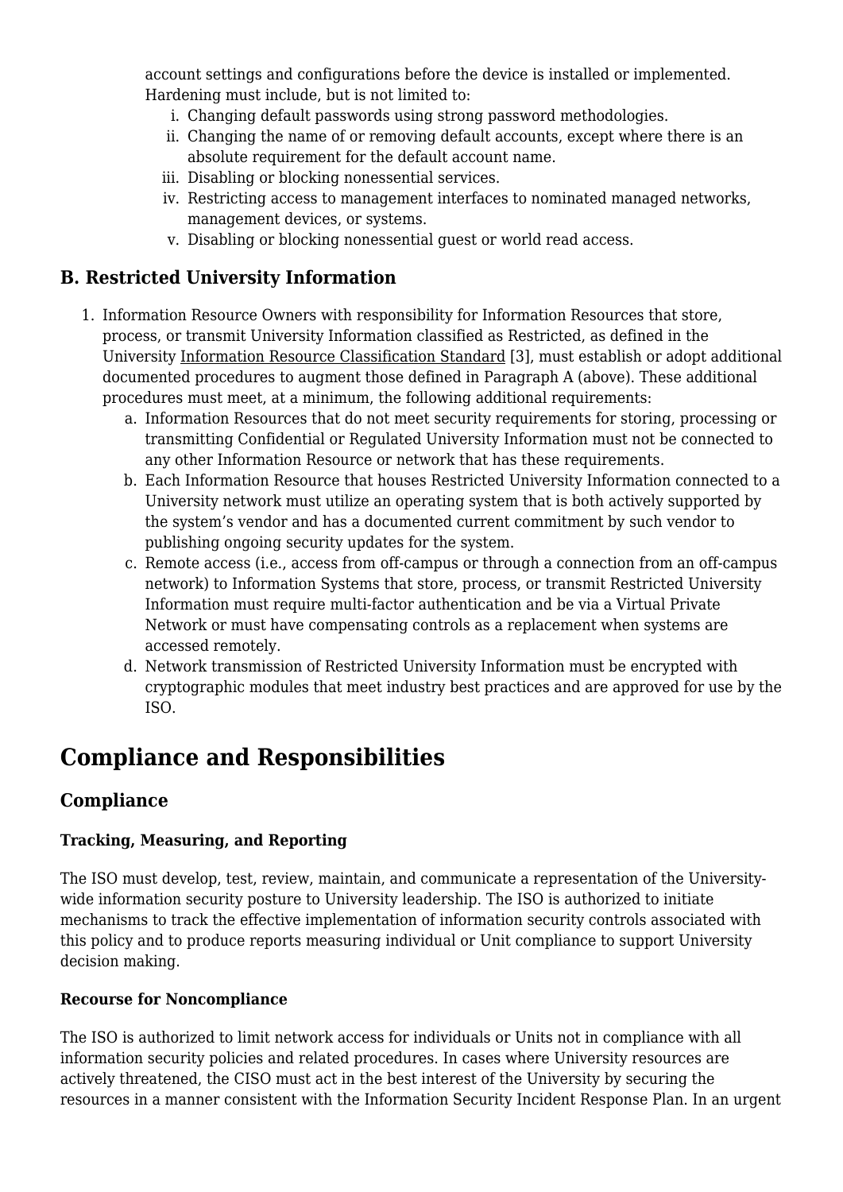account settings and configurations before the device is installed or implemented. Hardening must include, but is not limited to:

   i. Changing default passwords using strong password methodologies.
   ii. Changing the name of or removing default accounts, except where there is an absolute requirement for the default account name.
   iii. Disabling or blocking nonessential services.
   iv. Restricting access to management interfaces to nominated managed networks, management devices, or systems.
   v. Disabling or blocking nonessential guest or world read access.

### B. Restricted University Information

1. Information Resource Owners with responsibility for Information Resources that store, process, or transmit University Information classified as Restricted, as defined in the University Information Resource Classification Standard [3], must establish or adopt additional documented procedures to augment those defined in Paragraph A (above). These additional procedures must meet, at a minimum, the following additional requirements:
   a. Information Resources that do not meet security requirements for storing, processing or transmitting Confidential or Regulated University Information must not be connected to any other Information Resource or network that has these requirements.
   b. Each Information Resource that houses Restricted University Information connected to a University network must utilize an operating system that is both actively supported by the system's vendor and has a documented current commitment by such vendor to publishing ongoing security updates for the system.
   c. Remote access (i.e., access from off-campus or through a connection from an off-campus network) to Information Systems that store, process, or transmit Restricted University Information must require multi-factor authentication and be via a Virtual Private Network or must have compensating controls as a replacement when systems are accessed remotely.
   d. Network transmission of Restricted University Information must be encrypted with cryptographic modules that meet industry best practices and are approved for use by the ISO.

# Compliance and Responsibilities

## Compliance

#### Tracking, Measuring, and Reporting

The ISO must develop, test, review, maintain, and communicate a representation of the University-wide information security posture to University leadership. The ISO is authorized to initiate mechanisms to track the effective implementation of information security controls associated with this policy and to produce reports measuring individual or Unit compliance to support University decision making.

#### Recourse for Noncompliance

The ISO is authorized to limit network access for individuals or Units not in compliance with all information security policies and related procedures. In cases where University resources are actively threatened, the CISO must act in the best interest of the University by securing the resources in a manner consistent with the Information Security Incident Response Plan. In an urgent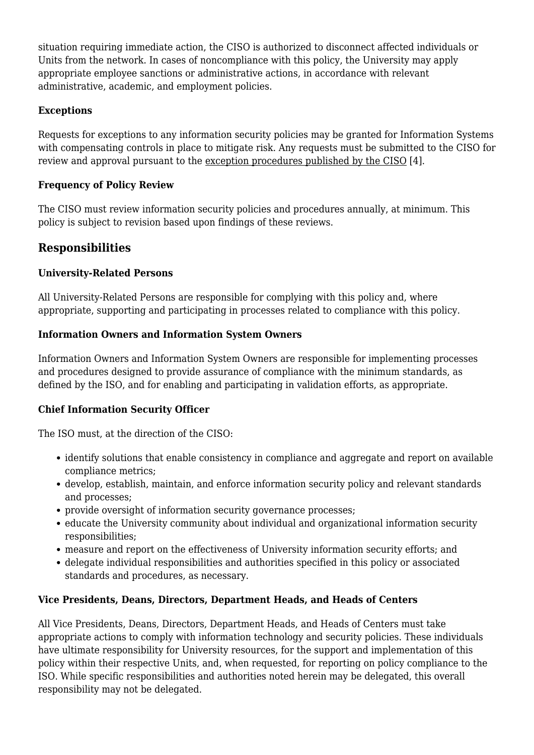situation requiring immediate action, the CISO is authorized to disconnect affected individuals or Units from the network. In cases of noncompliance with this policy, the University may apply appropriate employee sanctions or administrative actions, in accordance with relevant administrative, academic, and employment policies.

### Exceptions

Requests for exceptions to any information security policies may be granted for Information Systems with compensating controls in place to mitigate risk. Any requests must be submitted to the CISO for review and approval pursuant to the exception procedures published by the CISO [4].

### Frequency of Policy Review

The CISO must review information security policies and procedures annually, at minimum. This policy is subject to revision based upon findings of these reviews.

## Responsibilities

### University-Related Persons

All University-Related Persons are responsible for complying with this policy and, where appropriate, supporting and participating in processes related to compliance with this policy.

### Information Owners and Information System Owners

Information Owners and Information System Owners are responsible for implementing processes and procedures designed to provide assurance of compliance with the minimum standards, as defined by the ISO, and for enabling and participating in validation efforts, as appropriate.

### Chief Information Security Officer

The ISO must, at the direction of the CISO:

- identify solutions that enable consistency in compliance and aggregate and report on available compliance metrics;
- develop, establish, maintain, and enforce information security policy and relevant standards and processes;
- provide oversight of information security governance processes;
- educate the University community about individual and organizational information security responsibilities;
- measure and report on the effectiveness of University information security efforts; and
- delegate individual responsibilities and authorities specified in this policy or associated standards and procedures, as necessary.

### Vice Presidents, Deans, Directors, Department Heads, and Heads of Centers

All Vice Presidents, Deans, Directors, Department Heads, and Heads of Centers must take appropriate actions to comply with information technology and security policies. These individuals have ultimate responsibility for University resources, for the support and implementation of this policy within their respective Units, and, when requested, for reporting on policy compliance to the ISO. While specific responsibilities and authorities noted herein may be delegated, this overall responsibility may not be delegated.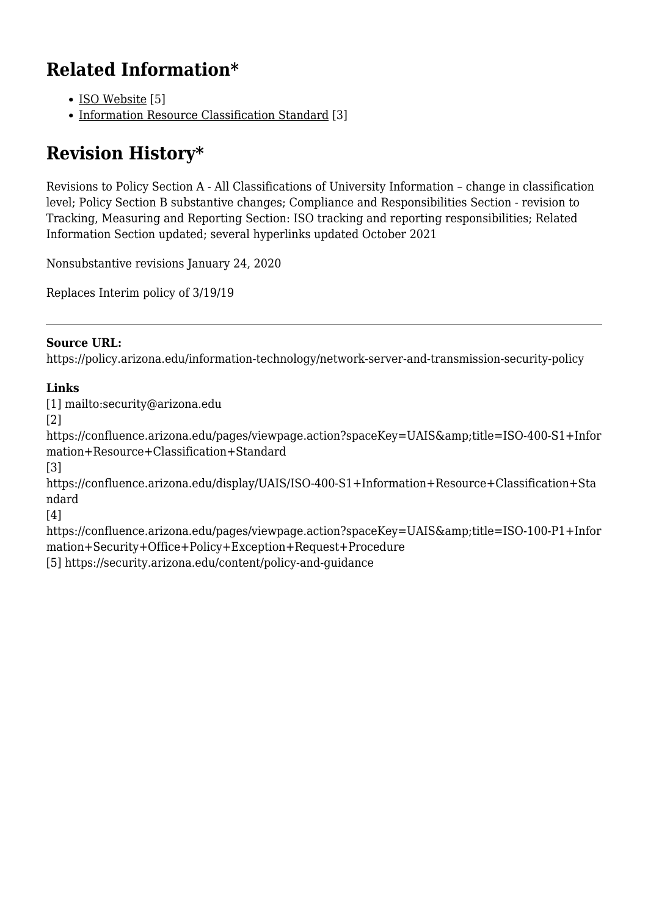## Related Information*

- ISO Website [5]
- Information Resource Classification Standard [3]

## Revision History*

Revisions to Policy Section A - All Classifications of University Information – change in classification level; Policy Section B substantive changes; Compliance and Responsibilities Section - revision to Tracking, Measuring and Reporting Section: ISO tracking and reporting responsibilities; Related Information Section updated; several hyperlinks updated October 2021

Nonsubstantive revisions January 24, 2020

Replaces Interim policy of 3/19/19

---

**Source URL:**
https://policy.arizona.edu/information-technology/network-server-and-transmission-security-policy

**Links**
[1] mailto:security@arizona.edu
[2]
https://confluence.arizona.edu/pages/viewpage.action?spaceKey=UAIS&amp;title=ISO-400-S1+Information+Resource+Classification+Standard
[3]
https://confluence.arizona.edu/display/UAIS/ISO-400-S1+Information+Resource+Classification+Standard
[4]
https://confluence.arizona.edu/pages/viewpage.action?spaceKey=UAIS&amp;title=ISO-100-P1+Information+Security+Office+Policy+Exception+Request+Procedure
[5] https://security.arizona.edu/content/policy-and-guidance